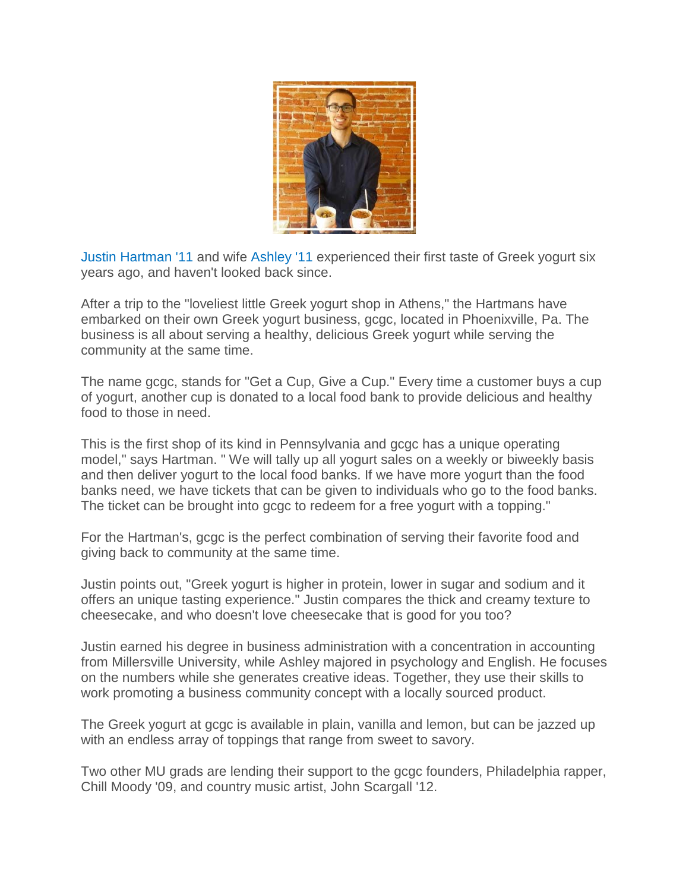Justin Hartman '11 and wife Ashley '11 experienced their first taste of Greek yogurt six years ago, and haven't looked back since.

After a trip to the "loveliest little Greek yogurt shop in Athens," the Hartmans have embarked on their own Greek yogurt business, gcgc, located in Phoenixville, Pa. The business is all about serving a healthy, delicious Greek yogurt while serving the community at the same time.

The name gcgc, stands for "Get a Cup, Give a Cup." Every time a customer buys a cup of yogurt, another cup is donated to a local food bank to provide delicious and healthy food to those in need.

This is the first shop of its kind in Pennsylvania and gcgc has a unique operating model," says Hartman. " We will tally up all yogurt sales on a weekly or biweekly basis and then deliver yogurt to the local food banks. If we have more yogurt than the food banks need, we have tickets that can be given to individuals who go to the food banks. The ticket can be brought into gcgc to redeem for a free yogurt with a topping."

For the Hartman's, gcgc is the perfect combination of serving their favorite food and giving back to community at the same time.

Justin points out, "Greek yogurt is higher in protein, lower in sugar and sodium and it offers an unique tasting experience." Justin compares the thick and creamy texture to cheesecake, and who doesn't love cheesecake that is good for you too?

Justin earned his degree in business administration with a concentration in accounting from Millersville University, while Ashley majored in psychology and English. He focuses on the numbers while she generates creative ideas. Together, they use their skills to work promoting a business community concept with a locally sourced product.

The Greek yogurt at gcgc is available in plain, vanilla and lemon, but can be jazzed up with an endless array of toppings that range from sweet to savory.

Two other MU grads are lending their support to the gcgc founders, Philadelphia rapper, Chill Moody '09, and country music artist, John Scargall '12.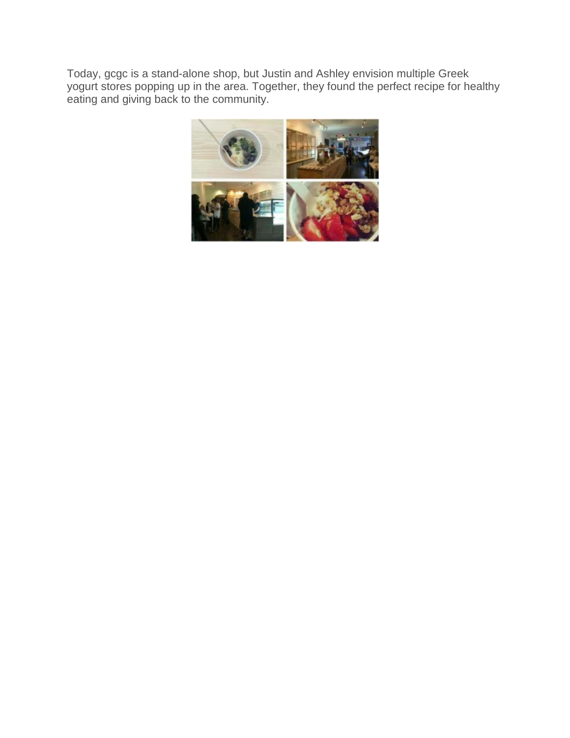Today, gcgc is a stand-alone shop, but Justin and Ashley envision multiple Greek yogurt stores popping up in the area. Together, they found the perfect recipe for healthy eating and giving back to the community.